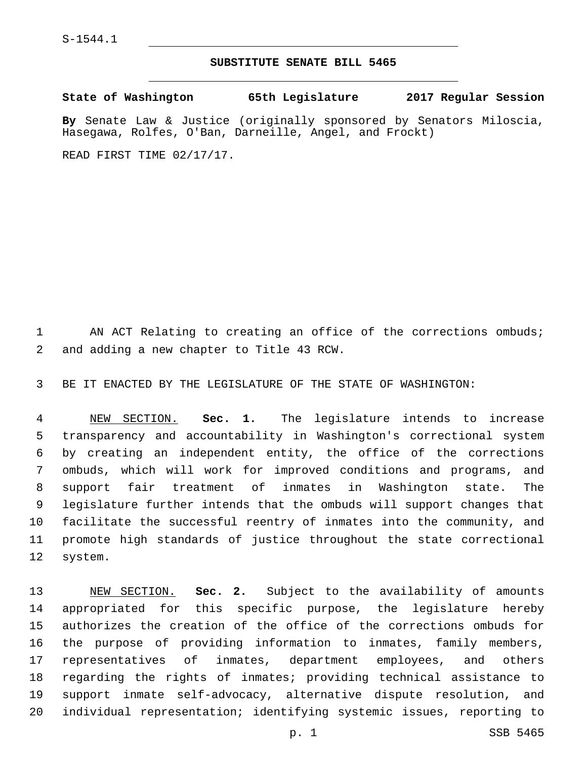S-1544.1

## SUBSTITUTE SENATE BILL 5465

**State of Washington 65th Legislature 2017 Regular Session**

**By** Senate Law & Justice (originally sponsored by Senators Miloscia, Hasegawa, Rolfes, O'Ban, Darneille, Angel, and Frockt)

READ FIRST TIME 02/17/17.

AN ACT Relating to creating an office of the corrections ombuds; and adding a new chapter to Title 43 RCW.

BE IT ENACTED BY THE LEGISLATURE OF THE STATE OF WASHINGTON:

NEW SECTION. **Sec. 1.** The legislature intends to increase transparency and accountability in Washington's correctional system by creating an independent entity, the office of the corrections ombuds, which will work for improved conditions and programs, and support fair treatment of inmates in Washington state. The legislature further intends that the ombuds will support changes that facilitate the successful reentry of inmates into the community, and promote high standards of justice throughout the state correctional system.

NEW SECTION. **Sec. 2.** Subject to the availability of amounts appropriated for this specific purpose, the legislature hereby authorizes the creation of the office of the corrections ombuds for the purpose of providing information to inmates, family members, representatives of inmates, department employees, and others regarding the rights of inmates; providing technical assistance to support inmate self-advocacy, alternative dispute resolution, and individual representation; identifying systemic issues, reporting to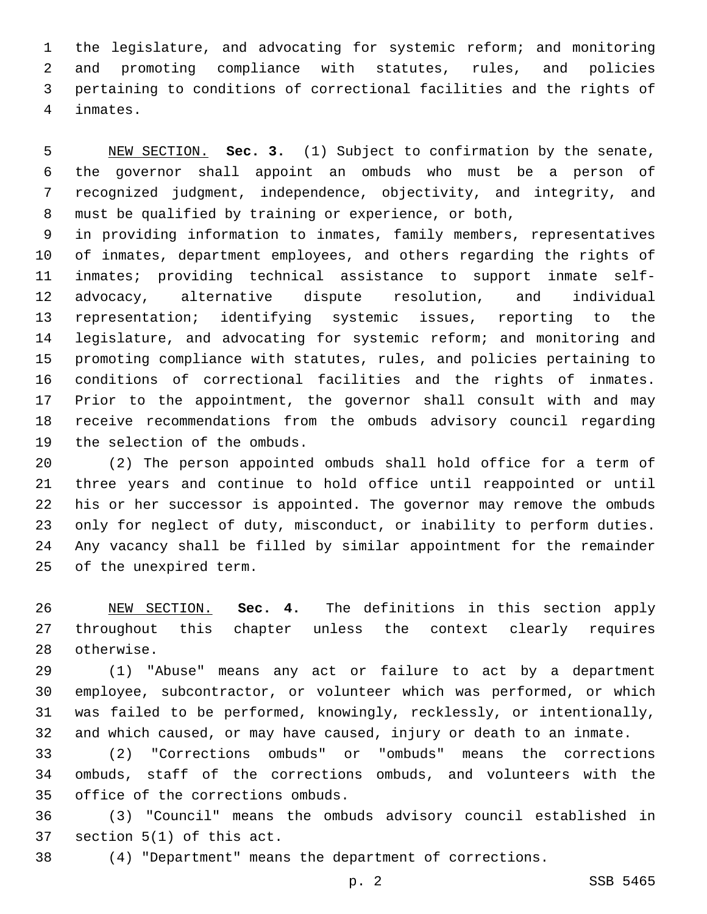the legislature, and advocating for systemic reform; and monitoring and promoting compliance with statutes, rules, and policies pertaining to conditions of correctional facilities and the rights of inmates.

NEW SECTION. **Sec. 3.** (1) Subject to confirmation by the senate, the governor shall appoint an ombuds who must be a person of recognized judgment, independence, objectivity, and integrity, and must be qualified by training or experience, or both,
in providing information to inmates, family members, representatives of inmates, department employees, and others regarding the rights of inmates; providing technical assistance to support inmate self-advocacy, alternative dispute resolution, and individual representation; identifying systemic issues, reporting to the legislature, and advocating for systemic reform; and monitoring and promoting compliance with statutes, rules, and policies pertaining to conditions of correctional facilities and the rights of inmates. Prior to the appointment, the governor shall consult with and may receive recommendations from the ombuds advisory council regarding the selection of the ombuds.

(2) The person appointed ombuds shall hold office for a term of three years and continue to hold office until reappointed or until his or her successor is appointed. The governor may remove the ombuds only for neglect of duty, misconduct, or inability to perform duties. Any vacancy shall be filled by similar appointment for the remainder of the unexpired term.

NEW SECTION. **Sec. 4.** The definitions in this section apply throughout this chapter unless the context clearly requires otherwise.

(1) "Abuse" means any act or failure to act by a department employee, subcontractor, or volunteer which was performed, or which was failed to be performed, knowingly, recklessly, or intentionally, and which caused, or may have caused, injury or death to an inmate.

(2) "Corrections ombuds" or "ombuds" means the corrections ombuds, staff of the corrections ombuds, and volunteers with the office of the corrections ombuds.

(3) "Council" means the ombuds advisory council established in section 5(1) of this act.

(4) "Department" means the department of corrections.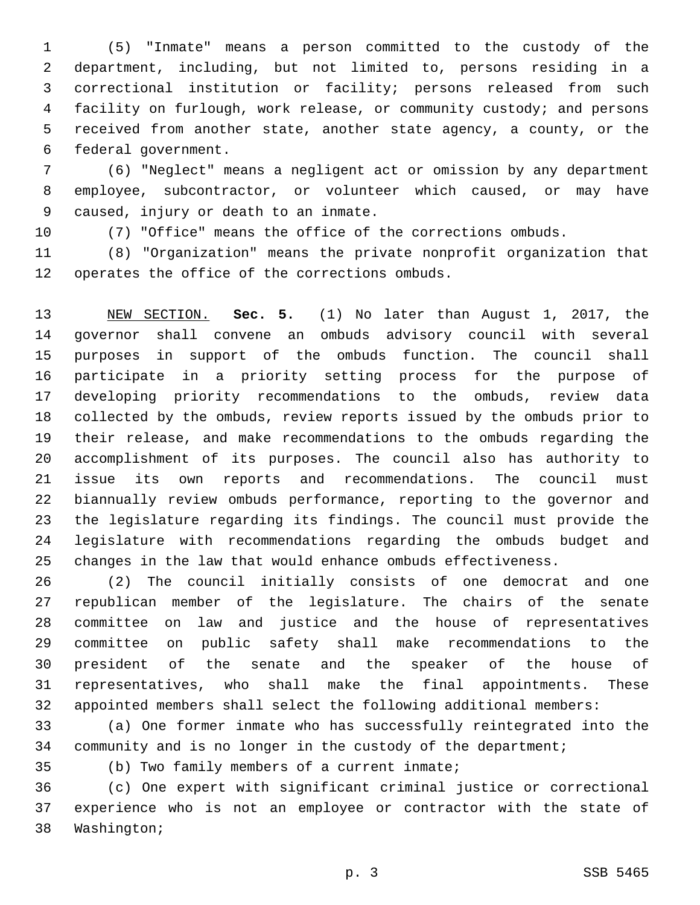(5) "Inmate" means a person committed to the custody of the department, including, but not limited to, persons residing in a correctional institution or facility; persons released from such facility on furlough, work release, or community custody; and persons received from another state, another state agency, a county, or the federal government.

(6) "Neglect" means a negligent act or omission by any department employee, subcontractor, or volunteer which caused, or may have caused, injury or death to an inmate.

(7) "Office" means the office of the corrections ombuds.

(8) "Organization" means the private nonprofit organization that operates the office of the corrections ombuds.

NEW SECTION. **Sec. 5.** (1) No later than August 1, 2017, the governor shall convene an ombuds advisory council with several purposes in support of the ombuds function. The council shall participate in a priority setting process for the purpose of developing priority recommendations to the ombuds, review data collected by the ombuds, review reports issued by the ombuds prior to their release, and make recommendations to the ombuds regarding the accomplishment of its purposes. The council also has authority to issue its own reports and recommendations. The council must biannually review ombuds performance, reporting to the governor and the legislature regarding its findings. The council must provide the legislature with recommendations regarding the ombuds budget and changes in the law that would enhance ombuds effectiveness.

(2) The council initially consists of one democrat and one republican member of the legislature. The chairs of the senate committee on law and justice and the house of representatives committee on public safety shall make recommendations to the president of the senate and the speaker of the house of representatives, who shall make the final appointments. These appointed members shall select the following additional members:

(a) One former inmate who has successfully reintegrated into the community and is no longer in the custody of the department;

(b) Two family members of a current inmate;

(c) One expert with significant criminal justice or correctional experience who is not an employee or contractor with the state of Washington;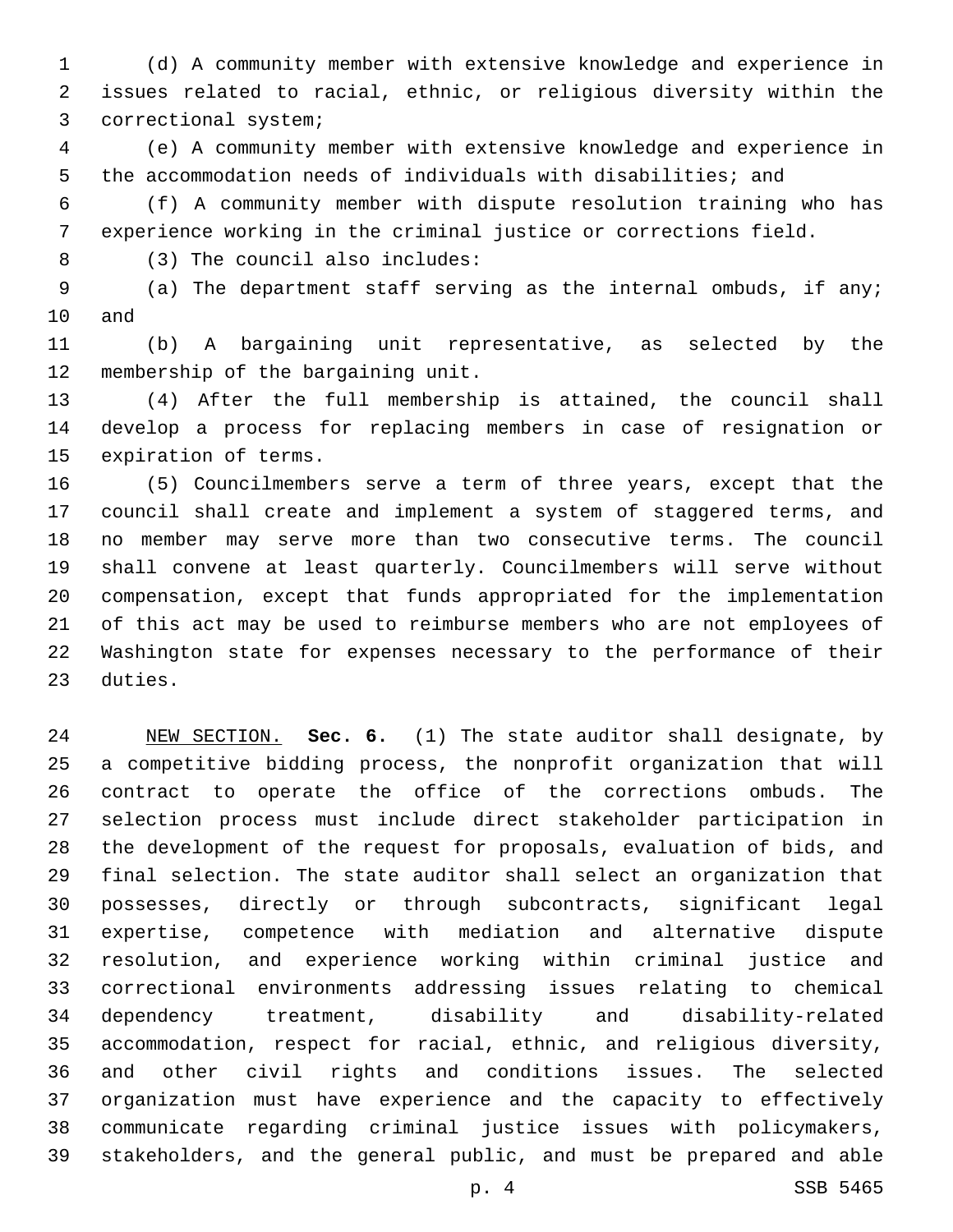(d) A community member with extensive knowledge and experience in issues related to racial, ethnic, or religious diversity within the correctional system;

(e) A community member with extensive knowledge and experience in the accommodation needs of individuals with disabilities; and

(f) A community member with dispute resolution training who has experience working in the criminal justice or corrections field.

(3) The council also includes:

(a) The department staff serving as the internal ombuds, if any; and

(b) A bargaining unit representative, as selected by the membership of the bargaining unit.

(4) After the full membership is attained, the council shall develop a process for replacing members in case of resignation or expiration of terms.

(5) Councilmembers serve a term of three years, except that the council shall create and implement a system of staggered terms, and no member may serve more than two consecutive terms. The council shall convene at least quarterly. Councilmembers will serve without compensation, except that funds appropriated for the implementation of this act may be used to reimburse members who are not employees of Washington state for expenses necessary to the performance of their duties.

NEW SECTION. **Sec. 6.** (1) The state auditor shall designate, by a competitive bidding process, the nonprofit organization that will contract to operate the office of the corrections ombuds. The selection process must include direct stakeholder participation in the development of the request for proposals, evaluation of bids, and final selection. The state auditor shall select an organization that possesses, directly or through subcontracts, significant legal expertise, competence with mediation and alternative dispute resolution, and experience working within criminal justice and correctional environments addressing issues relating to chemical dependency treatment, disability and disability-related accommodation, respect for racial, ethnic, and religious diversity, and other civil rights and conditions issues. The selected organization must have experience and the capacity to effectively communicate regarding criminal justice issues with policymakers, stakeholders, and the general public, and must be prepared and able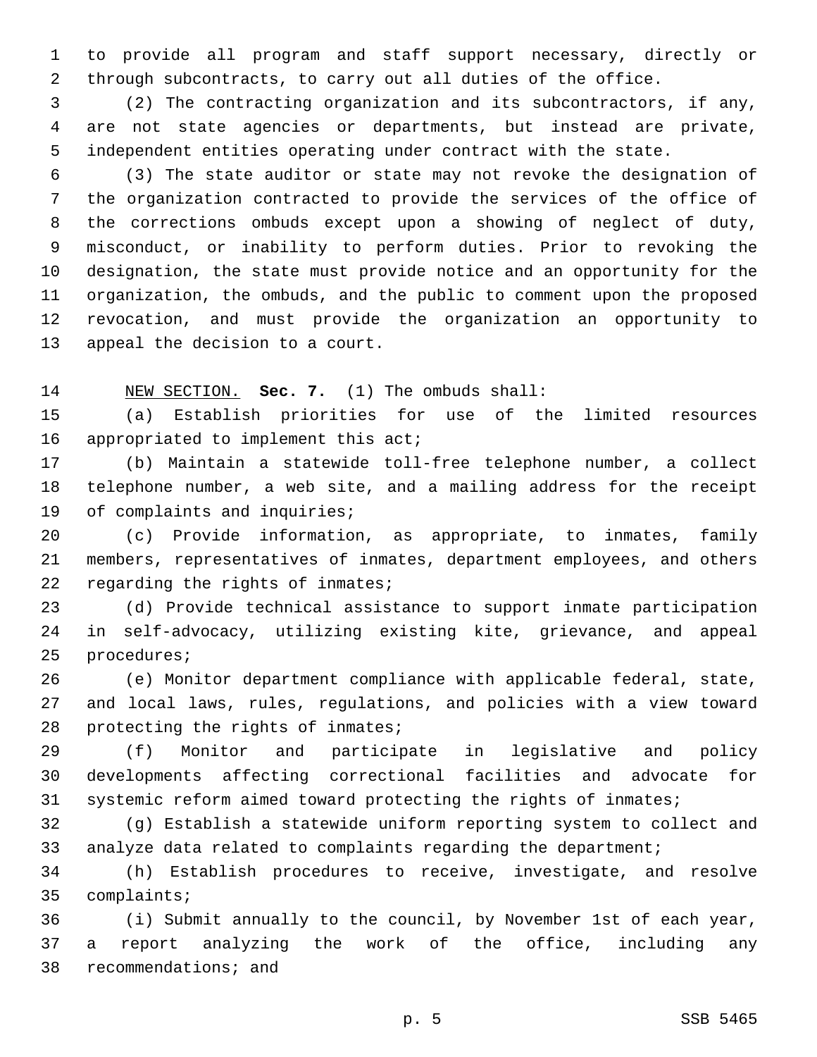to provide all program and staff support necessary, directly or through subcontracts, to carry out all duties of the office.

(2) The contracting organization and its subcontractors, if any, are not state agencies or departments, but instead are private, independent entities operating under contract with the state.

(3) The state auditor or state may not revoke the designation of the organization contracted to provide the services of the office of the corrections ombuds except upon a showing of neglect of duty, misconduct, or inability to perform duties. Prior to revoking the designation, the state must provide notice and an opportunity for the organization, the ombuds, and the public to comment upon the proposed revocation, and must provide the organization an opportunity to appeal the decision to a court.

NEW SECTION. **Sec. 7.** (1) The ombuds shall:

(a) Establish priorities for use of the limited resources appropriated to implement this act;

(b) Maintain a statewide toll-free telephone number, a collect telephone number, a web site, and a mailing address for the receipt of complaints and inquiries;

(c) Provide information, as appropriate, to inmates, family members, representatives of inmates, department employees, and others regarding the rights of inmates;

(d) Provide technical assistance to support inmate participation in self-advocacy, utilizing existing kite, grievance, and appeal procedures;

(e) Monitor department compliance with applicable federal, state, and local laws, rules, regulations, and policies with a view toward protecting the rights of inmates;

(f) Monitor and participate in legislative and policy developments affecting correctional facilities and advocate for systemic reform aimed toward protecting the rights of inmates;

(g) Establish a statewide uniform reporting system to collect and analyze data related to complaints regarding the department;

(h) Establish procedures to receive, investigate, and resolve complaints;

(i) Submit annually to the council, by November 1st of each year, a report analyzing the work of the office, including any recommendations; and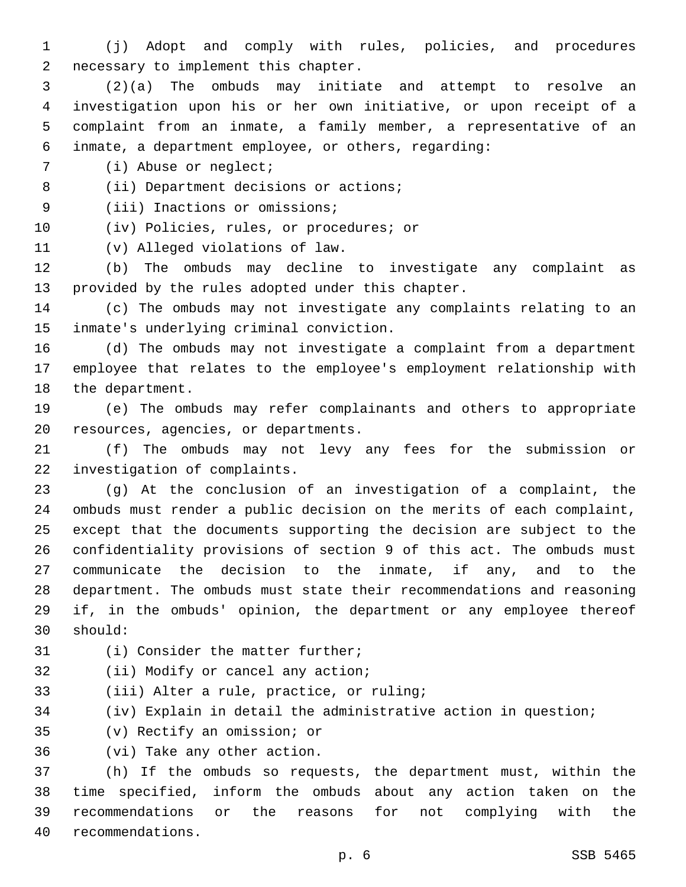(j) Adopt and comply with rules, policies, and procedures necessary to implement this chapter.

(2)(a) The ombuds may initiate and attempt to resolve an investigation upon his or her own initiative, or upon receipt of a complaint from an inmate, a family member, a representative of an inmate, a department employee, or others, regarding:

(i) Abuse or neglect;

(ii) Department decisions or actions;

(iii) Inactions or omissions;

(iv) Policies, rules, or procedures; or

(v) Alleged violations of law.

(b) The ombuds may decline to investigate any complaint as provided by the rules adopted under this chapter.

(c) The ombuds may not investigate any complaints relating to an inmate's underlying criminal conviction.

(d) The ombuds may not investigate a complaint from a department employee that relates to the employee's employment relationship with the department.

(e) The ombuds may refer complainants and others to appropriate resources, agencies, or departments.

(f) The ombuds may not levy any fees for the submission or investigation of complaints.

(g) At the conclusion of an investigation of a complaint, the ombuds must render a public decision on the merits of each complaint, except that the documents supporting the decision are subject to the confidentiality provisions of section 9 of this act. The ombuds must communicate the decision to the inmate, if any, and to the department. The ombuds must state their recommendations and reasoning if, in the ombuds' opinion, the department or any employee thereof should:

(i) Consider the matter further;

(ii) Modify or cancel any action;

(iii) Alter a rule, practice, or ruling;

(iv) Explain in detail the administrative action in question;

(v) Rectify an omission; or

(vi) Take any other action.

(h) If the ombuds so requests, the department must, within the time specified, inform the ombuds about any action taken on the recommendations or the reasons for not complying with the recommendations.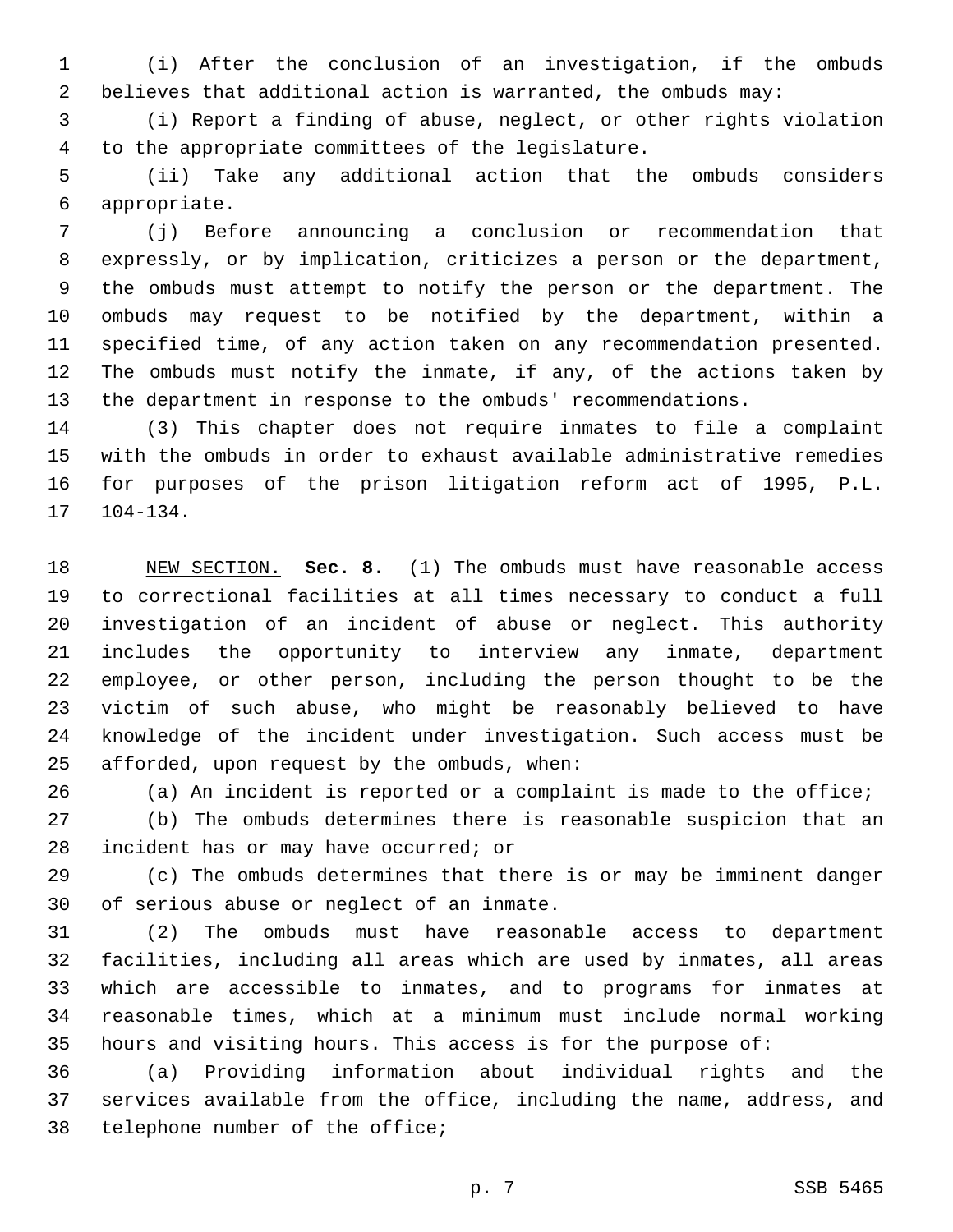(i) After the conclusion of an investigation, if the ombuds believes that additional action is warranted, the ombuds may:

(i) Report a finding of abuse, neglect, or other rights violation to the appropriate committees of the legislature.

(ii) Take any additional action that the ombuds considers appropriate.

(j) Before announcing a conclusion or recommendation that expressly, or by implication, criticizes a person or the department, the ombuds must attempt to notify the person or the department. The ombuds may request to be notified by the department, within a specified time, of any action taken on any recommendation presented. The ombuds must notify the inmate, if any, of the actions taken by the department in response to the ombuds' recommendations.

(3) This chapter does not require inmates to file a complaint with the ombuds in order to exhaust available administrative remedies for purposes of the prison litigation reform act of 1995, P.L. 104-134.

NEW SECTION. **Sec. 8.** (1) The ombuds must have reasonable access to correctional facilities at all times necessary to conduct a full investigation of an incident of abuse or neglect. This authority includes the opportunity to interview any inmate, department employee, or other person, including the person thought to be the victim of such abuse, who might be reasonably believed to have knowledge of the incident under investigation. Such access must be afforded, upon request by the ombuds, when:

(a) An incident is reported or a complaint is made to the office;

(b) The ombuds determines there is reasonable suspicion that an incident has or may have occurred; or

(c) The ombuds determines that there is or may be imminent danger of serious abuse or neglect of an inmate.

(2) The ombuds must have reasonable access to department facilities, including all areas which are used by inmates, all areas which are accessible to inmates, and to programs for inmates at reasonable times, which at a minimum must include normal working hours and visiting hours. This access is for the purpose of:

(a) Providing information about individual rights and the services available from the office, including the name, address, and telephone number of the office;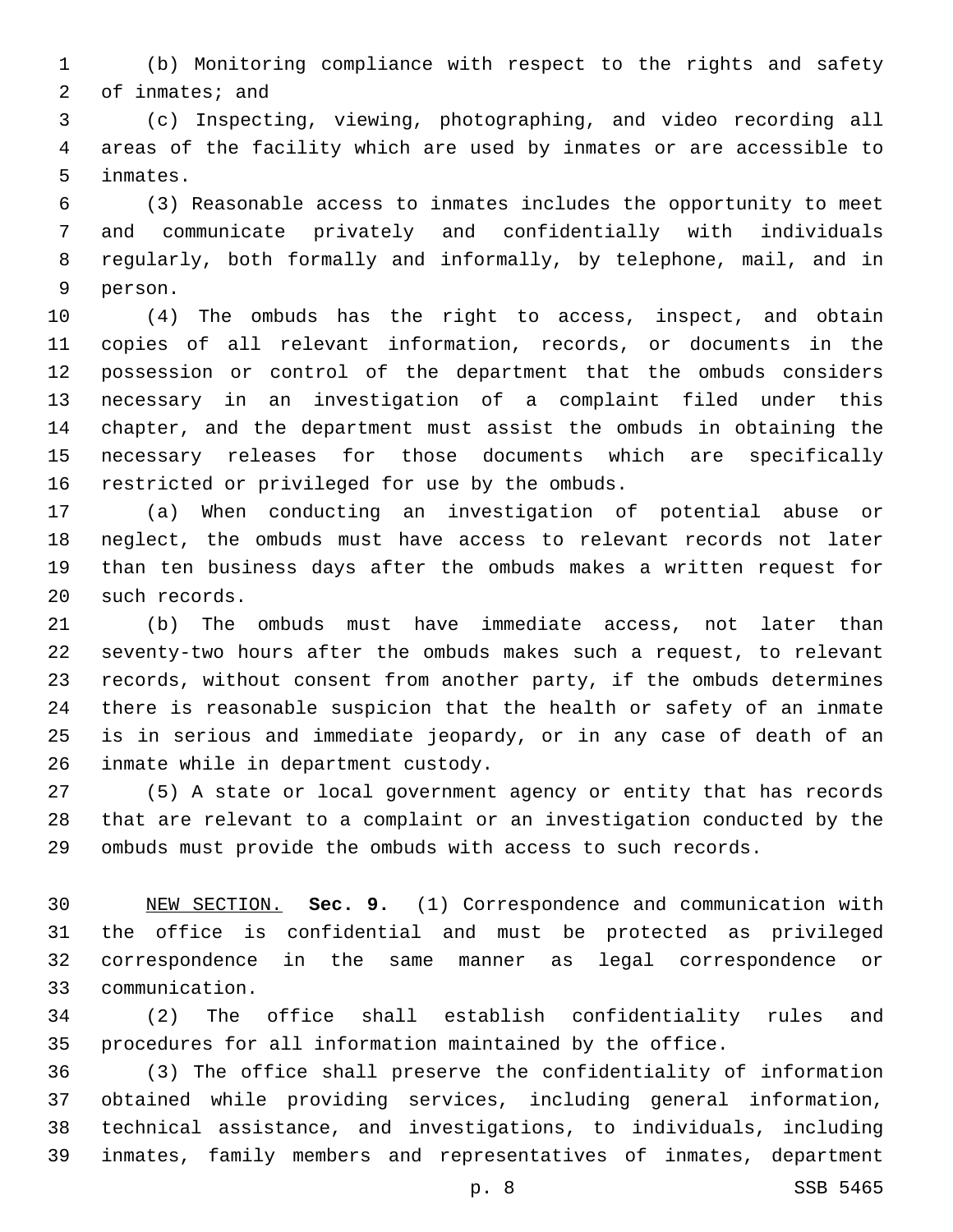(b) Monitoring compliance with respect to the rights and safety of inmates; and

(c) Inspecting, viewing, photographing, and video recording all areas of the facility which are used by inmates or are accessible to inmates.

(3) Reasonable access to inmates includes the opportunity to meet and communicate privately and confidentially with individuals regularly, both formally and informally, by telephone, mail, and in person.

(4) The ombuds has the right to access, inspect, and obtain copies of all relevant information, records, or documents in the possession or control of the department that the ombuds considers necessary in an investigation of a complaint filed under this chapter, and the department must assist the ombuds in obtaining the necessary releases for those documents which are specifically restricted or privileged for use by the ombuds.

(a) When conducting an investigation of potential abuse or neglect, the ombuds must have access to relevant records not later than ten business days after the ombuds makes a written request for such records.

(b) The ombuds must have immediate access, not later than seventy-two hours after the ombuds makes such a request, to relevant records, without consent from another party, if the ombuds determines there is reasonable suspicion that the health or safety of an inmate is in serious and immediate jeopardy, or in any case of death of an inmate while in department custody.

(5) A state or local government agency or entity that has records that are relevant to a complaint or an investigation conducted by the ombuds must provide the ombuds with access to such records.

NEW SECTION. **Sec. 9.** (1) Correspondence and communication with the office is confidential and must be protected as privileged correspondence in the same manner as legal correspondence or communication.

(2) The office shall establish confidentiality rules and procedures for all information maintained by the office.

(3) The office shall preserve the confidentiality of information obtained while providing services, including general information, technical assistance, and investigations, to individuals, including inmates, family members and representatives of inmates, department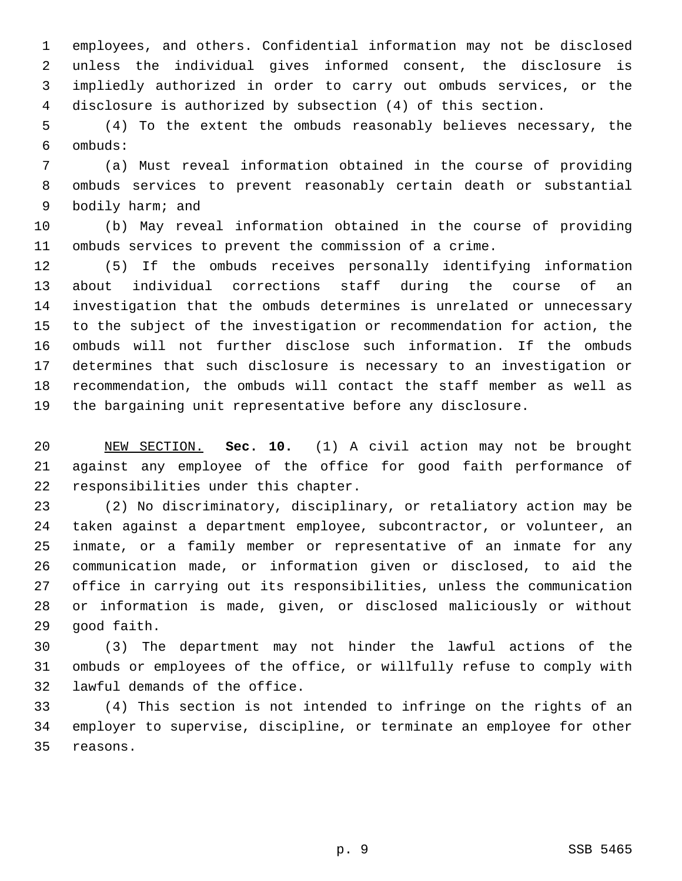employees, and others. Confidential information may not be disclosed unless the individual gives informed consent, the disclosure is impliedly authorized in order to carry out ombuds services, or the disclosure is authorized by subsection (4) of this section.

(4) To the extent the ombuds reasonably believes necessary, the ombuds:

(a) Must reveal information obtained in the course of providing ombuds services to prevent reasonably certain death or substantial bodily harm; and

(b) May reveal information obtained in the course of providing ombuds services to prevent the commission of a crime.

(5) If the ombuds receives personally identifying information about individual corrections staff during the course of an investigation that the ombuds determines is unrelated or unnecessary to the subject of the investigation or recommendation for action, the ombuds will not further disclose such information. If the ombuds determines that such disclosure is necessary to an investigation or recommendation, the ombuds will contact the staff member as well as the bargaining unit representative before any disclosure.

NEW SECTION. **Sec. 10.** (1) A civil action may not be brought against any employee of the office for good faith performance of responsibilities under this chapter.

(2) No discriminatory, disciplinary, or retaliatory action may be taken against a department employee, subcontractor, or volunteer, an inmate, or a family member or representative of an inmate for any communication made, or information given or disclosed, to aid the office in carrying out its responsibilities, unless the communication or information is made, given, or disclosed maliciously or without good faith.

(3) The department may not hinder the lawful actions of the ombuds or employees of the office, or willfully refuse to comply with lawful demands of the office.

(4) This section is not intended to infringe on the rights of an employer to supervise, discipline, or terminate an employee for other reasons.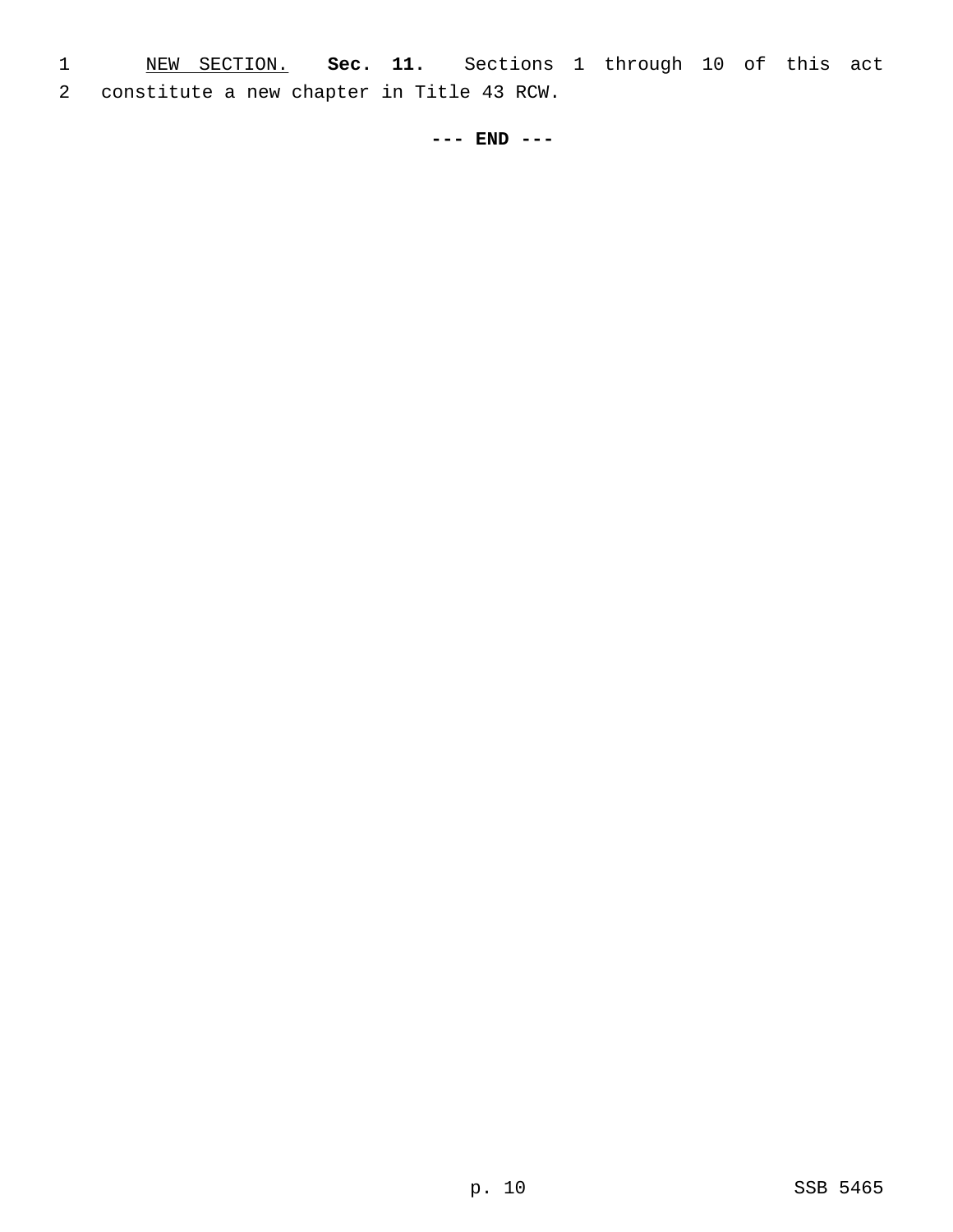NEW SECTION. **Sec. 11.** Sections 1 through 10 of this act constitute a new chapter in Title 43 RCW.

**--- END ---**